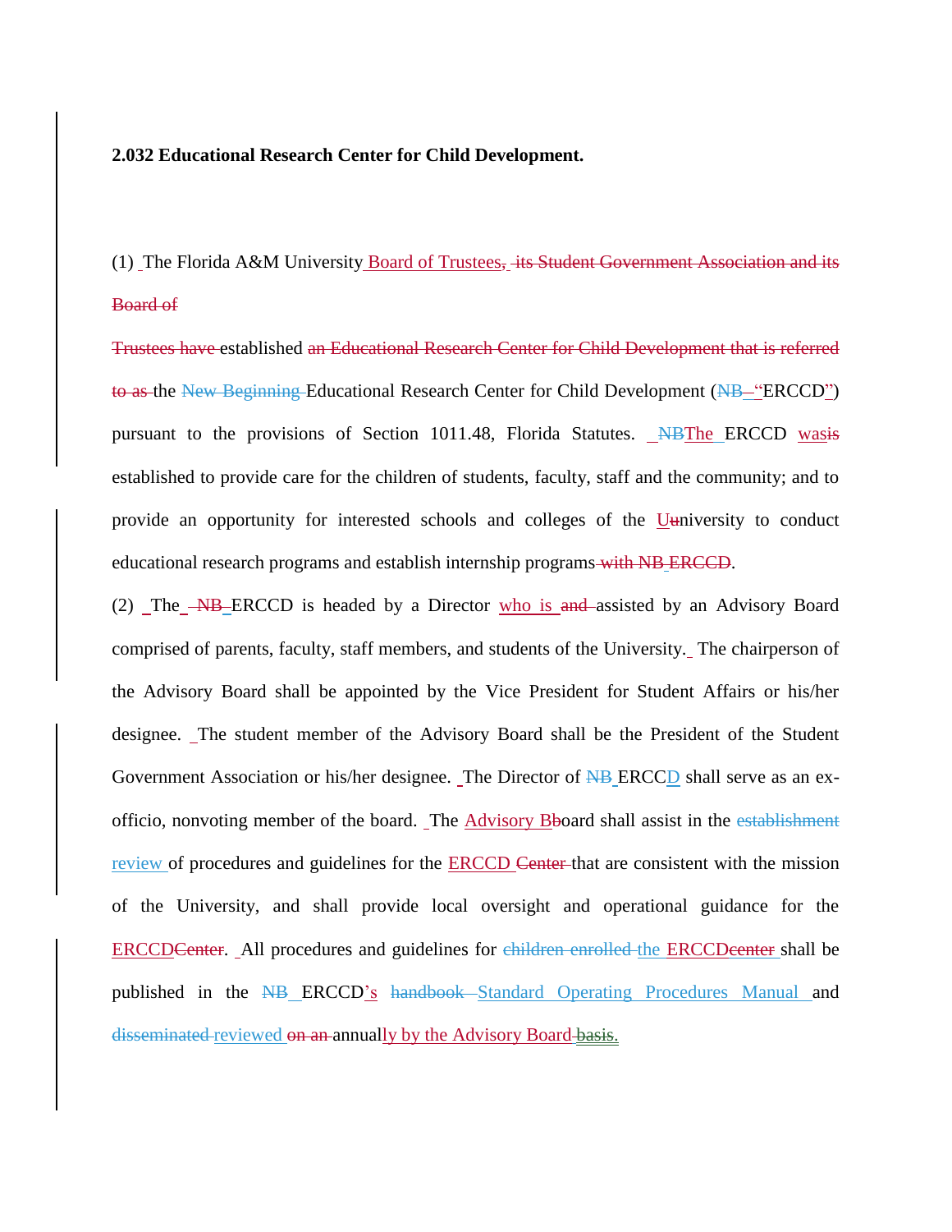**2.032 Educational Research Center for Child Development.**

(1) The Florida A&M University Board of Trustees~~, its Student Government Association and its Board of Trustees have~~ established ~~an Educational Research Center for Child Development that is referred to as~~ the ~~New Beginning~~ Educational Research Center for Child Development (~~NB~~ "ERCCD") pursuant to the provisions of Section 1011.48, Florida Statutes. ~~NB~~The ERCCD was~~is~~ established to provide care for the children of students, faculty, staff and the community; and to provide an opportunity for interested schools and colleges of the U~~u~~niversity to conduct educational research programs and establish internship programs ~~with NB ERCCD~~.

(2) The ~~NB~~ ERCCD is headed by a Director who is ~~and~~ assisted by an Advisory Board comprised of parents, faculty, staff members, and students of the University. The chairperson of the Advisory Board shall be appointed by the Vice President for Student Affairs or his/her designee. The student member of the Advisory Board shall be the President of the Student Government Association or his/her designee. The Director of ~~NB~~ ERCCD shall serve as an ex-officio, nonvoting member of the board. The Advisory B~~b~~oard shall assist in the ~~establishment~~ review of procedures and guidelines for the ERCCD ~~Center~~ that are consistent with the mission of the University, and shall provide local oversight and operational guidance for the ERCCD~~Center~~. All procedures and guidelines for ~~children enrolled~~ the ERCCD~~center~~ shall be published in the ~~NB~~ ERCCD's ~~handbook~~ Standard Operating Procedures Manual and ~~disseminated~~ reviewed ~~on an~~ annually by the Advisory Board ~~basis~~.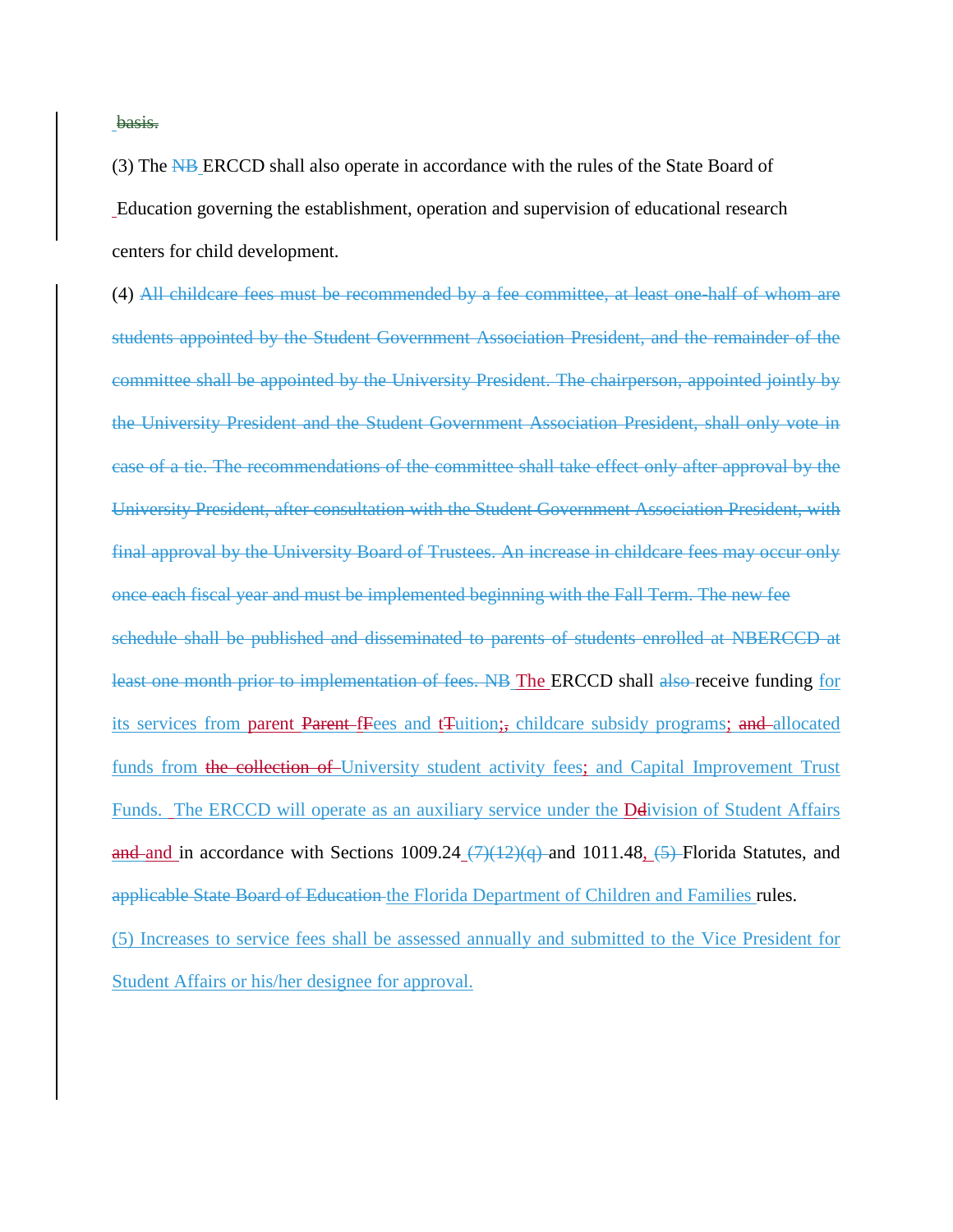basis.

(3) The NB ERCCD shall also operate in accordance with the rules of the State Board of Education governing the establishment, operation and supervision of educational research centers for child development.

(4) All childcare fees must be recommended by a fee committee, at least one-half of whom are students appointed by the Student Government Association President, and the remainder of the committee shall be appointed by the University President. The chairperson, appointed jointly by the University President and the Student Government Association President, shall only vote in case of a tie. The recommendations of the committee shall take effect only after approval by the University President, after consultation with the Student Government Association President, with final approval by the University Board of Trustees. An increase in childcare fees may occur only once each fiscal year and must be implemented beginning with the Fall Term. The new fee schedule shall be published and disseminated to parents of students enrolled at NBERCCD at least one month prior to implementation of fees. NB The ERCCD shall also receive funding for its services from parent Parent fFees and tTuition;, childcare subsidy programs; and allocated funds from the collection of University student activity fees; and Capital Improvement Trust Funds. The ERCCD will operate as an auxiliary service under the Ddivision of Student Affairs and and in accordance with Sections 1009.24 (7)(12)(q) and 1011.48, (5) Florida Statutes, and applicable State Board of Education the Florida Department of Children and Families rules.

(5) Increases to service fees shall be assessed annually and submitted to the Vice President for Student Affairs or his/her designee for approval.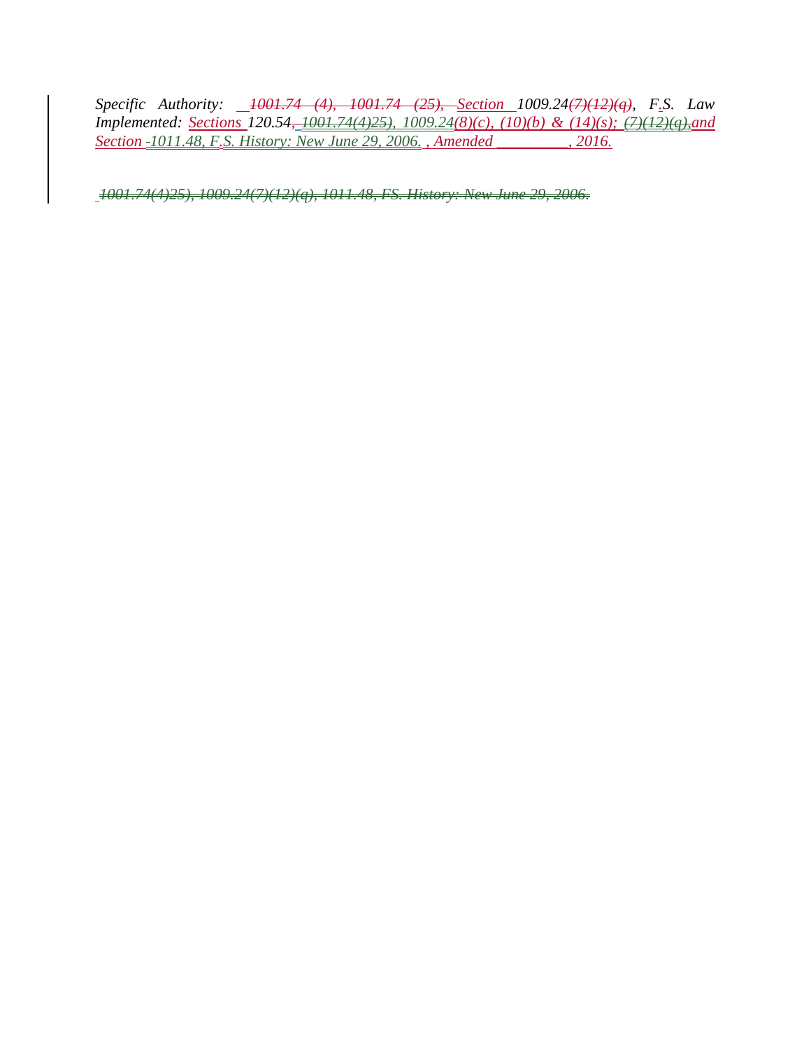*Specific Authority: 1001.74 (4), 1001.74 (25), Section 1009.24(7)(12)(q), F.S. Law Implemented: Sections 120.54, 1001.74(4)25), 1009.24(8)(c), (10)(b) & (14)(s); (7)(12)(q), and Section 1011.48, F.S. History: New June 29, 2006. , Amended _________, 2016.*

*1001.74(4)25), 1009.24(7)(12)(q), 1011.48, FS. History: New June 29, 2006.*